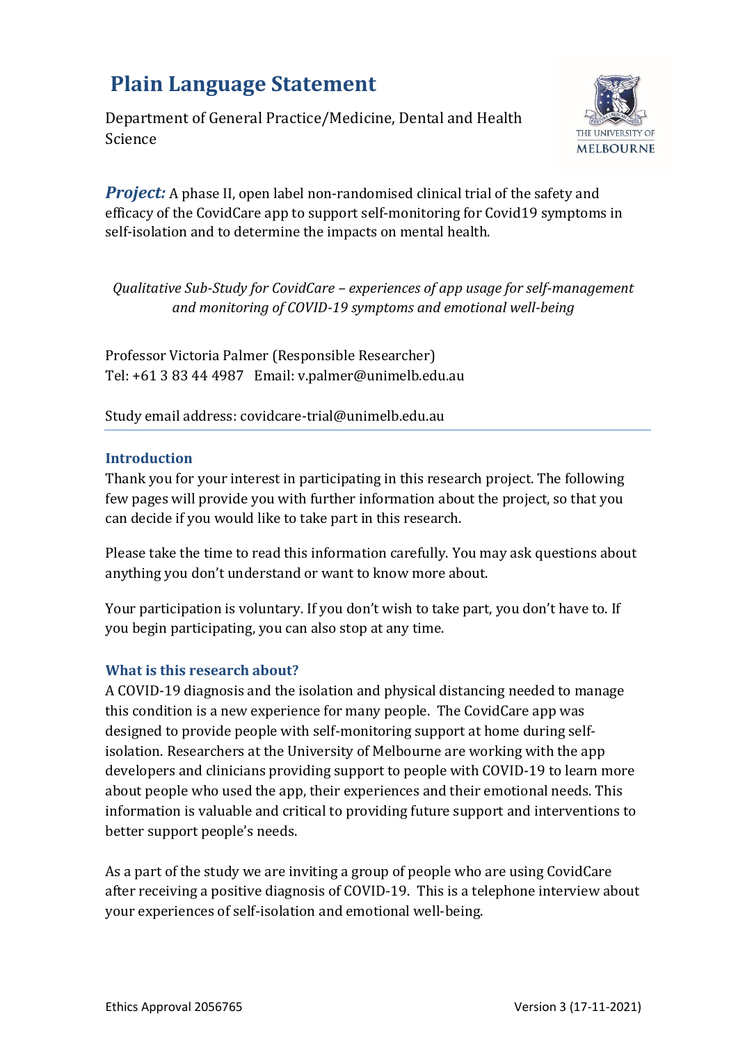# Plain Language Statement

Department of General Practice/Medicine, Dental and Health Science

***Project:*** A phase II, open label non-randomised clinical trial of the safety and efficacy of the CovidCare app to support self-monitoring for Covid19 symptoms in self-isolation and to determine the impacts on mental health.

*Qualitative Sub-Study for CovidCare – experiences of app usage for self-management and monitoring of COVID-19 symptoms and emotional well-being*

Professor Victoria Palmer (Responsible Researcher)
Tel: +61 3 83 44 4987 Email: v.palmer@unimelb.edu.au

Study email address: covidcare-trial@unimelb.edu.au

## Introduction

Thank you for your interest in participating in this research project. The following few pages will provide you with further information about the project, so that you can decide if you would like to take part in this research.

Please take the time to read this information carefully. You may ask questions about anything you don't understand or want to know more about.

Your participation is voluntary. If you don't wish to take part, you don't have to. If you begin participating, you can also stop at any time.

## What is this research about?

A COVID-19 diagnosis and the isolation and physical distancing needed to manage this condition is a new experience for many people. The CovidCare app was designed to provide people with self-monitoring support at home during self-isolation. Researchers at the University of Melbourne are working with the app developers and clinicians providing support to people with COVID-19 to learn more about people who used the app, their experiences and their emotional needs. This information is valuable and critical to providing future support and interventions to better support people's needs.

As a part of the study we are inviting a group of people who are using CovidCare after receiving a positive diagnosis of COVID-19. This is a telephone interview about your experiences of self-isolation and emotional well-being.

Ethics Approval 2056765 Version 3 (17-11-2021)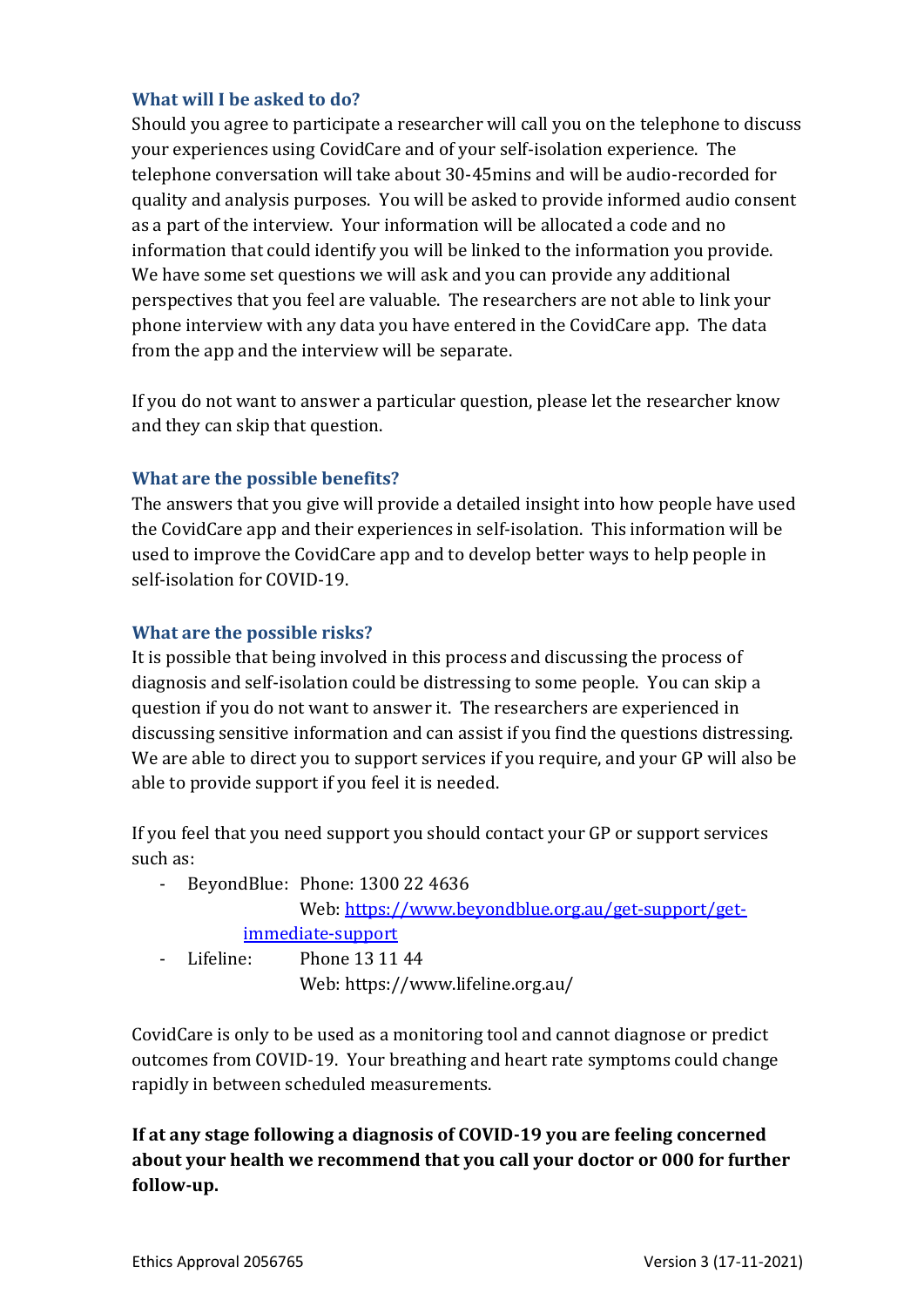### What will I be asked to do?

Should you agree to participate a researcher will call you on the telephone to discuss your experiences using CovidCare and of your self-isolation experience. The telephone conversation will take about 30-45mins and will be audio-recorded for quality and analysis purposes. You will be asked to provide informed audio consent as a part of the interview. Your information will be allocated a code and no information that could identify you will be linked to the information you provide. We have some set questions we will ask and you can provide any additional perspectives that you feel are valuable. The researchers are not able to link your phone interview with any data you have entered in the CovidCare app. The data from the app and the interview will be separate.

If you do not want to answer a particular question, please let the researcher know and they can skip that question.

### What are the possible benefits?

The answers that you give will provide a detailed insight into how people have used the CovidCare app and their experiences in self-isolation. This information will be used to improve the CovidCare app and to develop better ways to help people in self-isolation for COVID-19.

### What are the possible risks?

It is possible that being involved in this process and discussing the process of diagnosis and self-isolation could be distressing to some people. You can skip a question if you do not want to answer it. The researchers are experienced in discussing sensitive information and can assist if you find the questions distressing. We are able to direct you to support services if you require, and your GP will also be able to provide support if you feel it is needed.

If you feel that you need support you should contact your GP or support services such as:

- BeyondBlue: Phone: 1300 22 4636
  Web: [https://www.beyondblue.org.au/get-support/get-immediate-support](https://www.beyondblue.org.au/get-support/get-immediate-support)
- Lifeline: Phone 13 11 44
  Web: https://www.lifeline.org.au/

CovidCare is only to be used as a monitoring tool and cannot diagnose or predict outcomes from COVID-19. Your breathing and heart rate symptoms could change rapidly in between scheduled measurements.

**If at any stage following a diagnosis of COVID-19 you are feeling concerned about your health we recommend that you call your doctor or 000 for further follow-up.**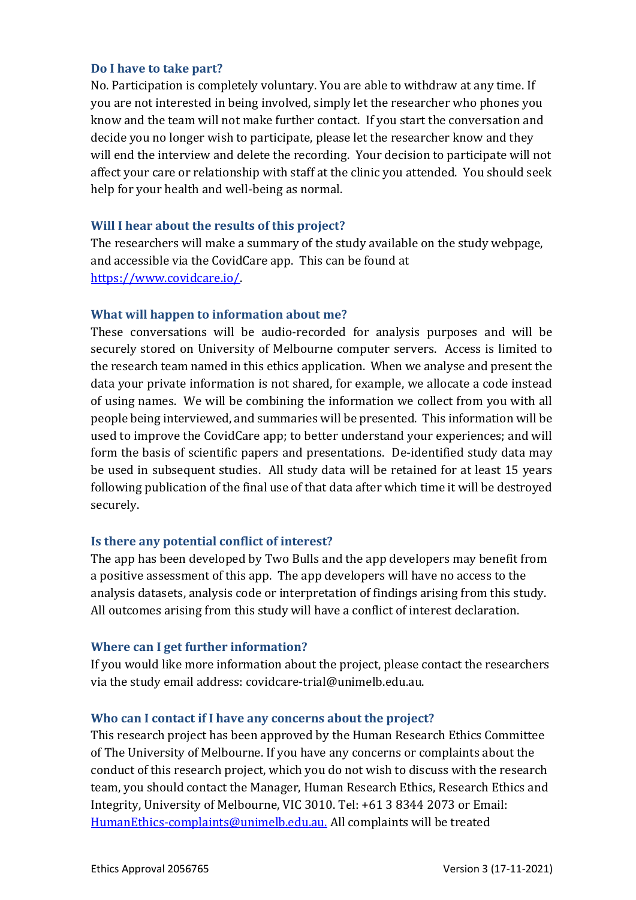### Do I have to take part?

No. Participation is completely voluntary. You are able to withdraw at any time. If you are not interested in being involved, simply let the researcher who phones you know and the team will not make further contact. If you start the conversation and decide you no longer wish to participate, please let the researcher know and they will end the interview and delete the recording. Your decision to participate will not affect your care or relationship with staff at the clinic you attended. You should seek help for your health and well-being as normal.

### Will I hear about the results of this project?

The researchers will make a summary of the study available on the study webpage, and accessible via the CovidCare app. This can be found at [https://www.covidcare.io/](https://www.covidcare.io/).

### What will happen to information about me?

These conversations will be audio-recorded for analysis purposes and will be securely stored on University of Melbourne computer servers. Access is limited to the research team named in this ethics application. When we analyse and present the data your private information is not shared, for example, we allocate a code instead of using names. We will be combining the information we collect from you with all people being interviewed, and summaries will be presented. This information will be used to improve the CovidCare app; to better understand your experiences; and will form the basis of scientific papers and presentations. De-identified study data may be used in subsequent studies. All study data will be retained for at least 15 years following publication of the final use of that data after which time it will be destroyed securely.

### Is there any potential conflict of interest?

The app has been developed by Two Bulls and the app developers may benefit from a positive assessment of this app. The app developers will have no access to the analysis datasets, analysis code or interpretation of findings arising from this study. All outcomes arising from this study will have a conflict of interest declaration.

### Where can I get further information?

If you would like more information about the project, please contact the researchers via the study email address: covidcare-trial@unimelb.edu.au.

### Who can I contact if I have any concerns about the project?

This research project has been approved by the Human Research Ethics Committee of The University of Melbourne. If you have any concerns or complaints about the conduct of this research project, which you do not wish to discuss with the research team, you should contact the Manager, Human Research Ethics, Research Ethics and Integrity, University of Melbourne, VIC 3010. Tel: +61 3 8344 2073 or Email: [HumanEthics-complaints@unimelb.edu.au.](mailto:HumanEthics-complaints@unimelb.edu.au) All complaints will be treated

Ethics Approval 2056765 Version 3 (17-11-2021)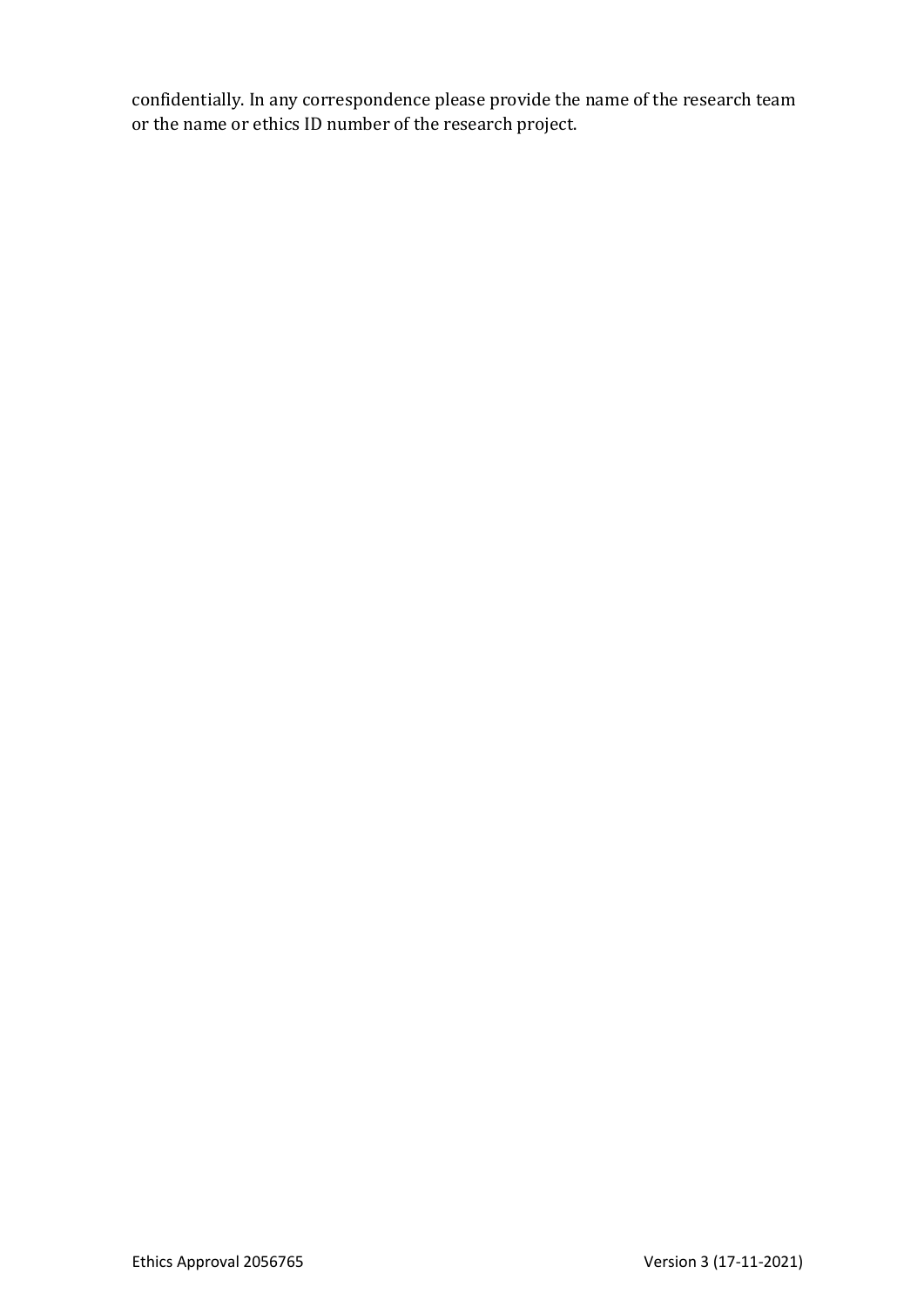confidentially. In any correspondence please provide the name of the research team or the name or ethics ID number of the research project.